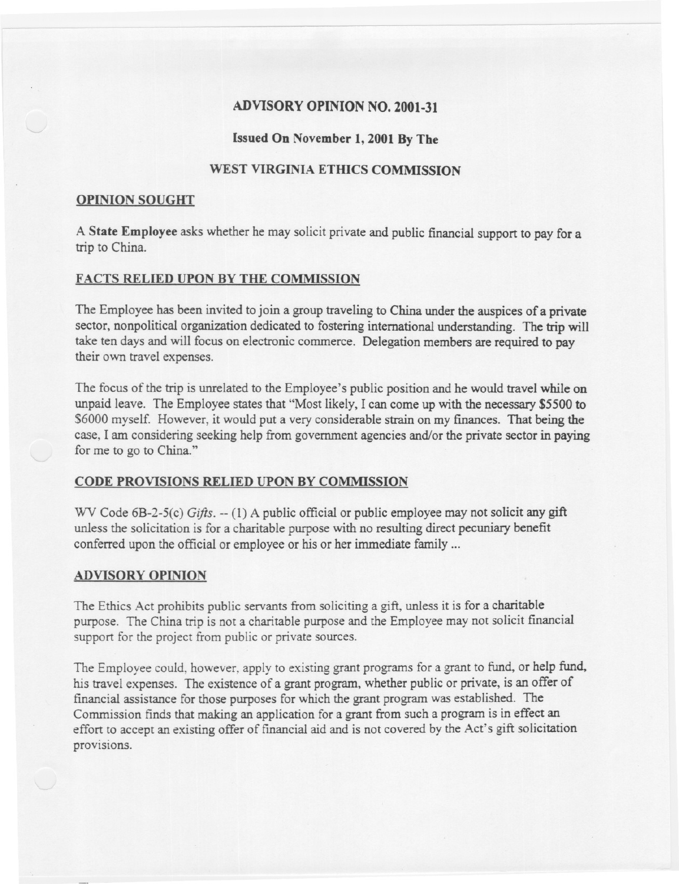# ADVISORY OPINION NO. 2001-31

## Issued On November 1, 2001 By The

## WEST VIRGINIA ETHICS COMMISSION

### OPINION SOUGHT

A **State Employee** asks whether he may solicit private and public financial support to pay for a trip to China.

### FACTS RELIED UPON BY THE COMMISSION

The Employee has been invited to join a group traveling to China under the auspices of a private sector, nonpolitical organization dedicated to fostering international understanding. The trip will take ten days and will focus on electronic commerce. Delegation members are required to pay their own travel expenses.

The focus of the trip is unrelated to the Employee's public position and he would travel while on unpaid leave. The Employee states that "Most likely, I can come up with the necessary $5500 to $6000 myself. However, it would put a very considerable strain on my finances. That being the case, I am considering seeking help from government agencies and/or the private sector in paying for me to go to China."

### CODE PROVISIONS RELIED UPON BY COMMISSION

WV Code 6B-2-5(c) *Gifts*. -- (1) A public official or public employee may not solicit any gift unless the solicitation is for a charitable purpose with no resulting direct pecuniary benefit conferred upon the official or employee or his or her immediate family ...

### ADVISORY OPINION

The Ethics Act prohibits public servants from soliciting a gift, unless it is for a charitable purpose. The China trip is not a charitable purpose and the Employee may not solicit financial support for the project from public or private sources.

The Employee could, however, apply to existing grant programs for a grant to fund, or help fund, his travel expenses. The existence of a grant program, whether public or private, is an offer of financial assistance for those purposes for which the grant program was established. The Commission finds that making an application for a grant from such a program is in effect an effort to accept an existing offer of financial aid and is not covered by the Act's gift solicitation provisions.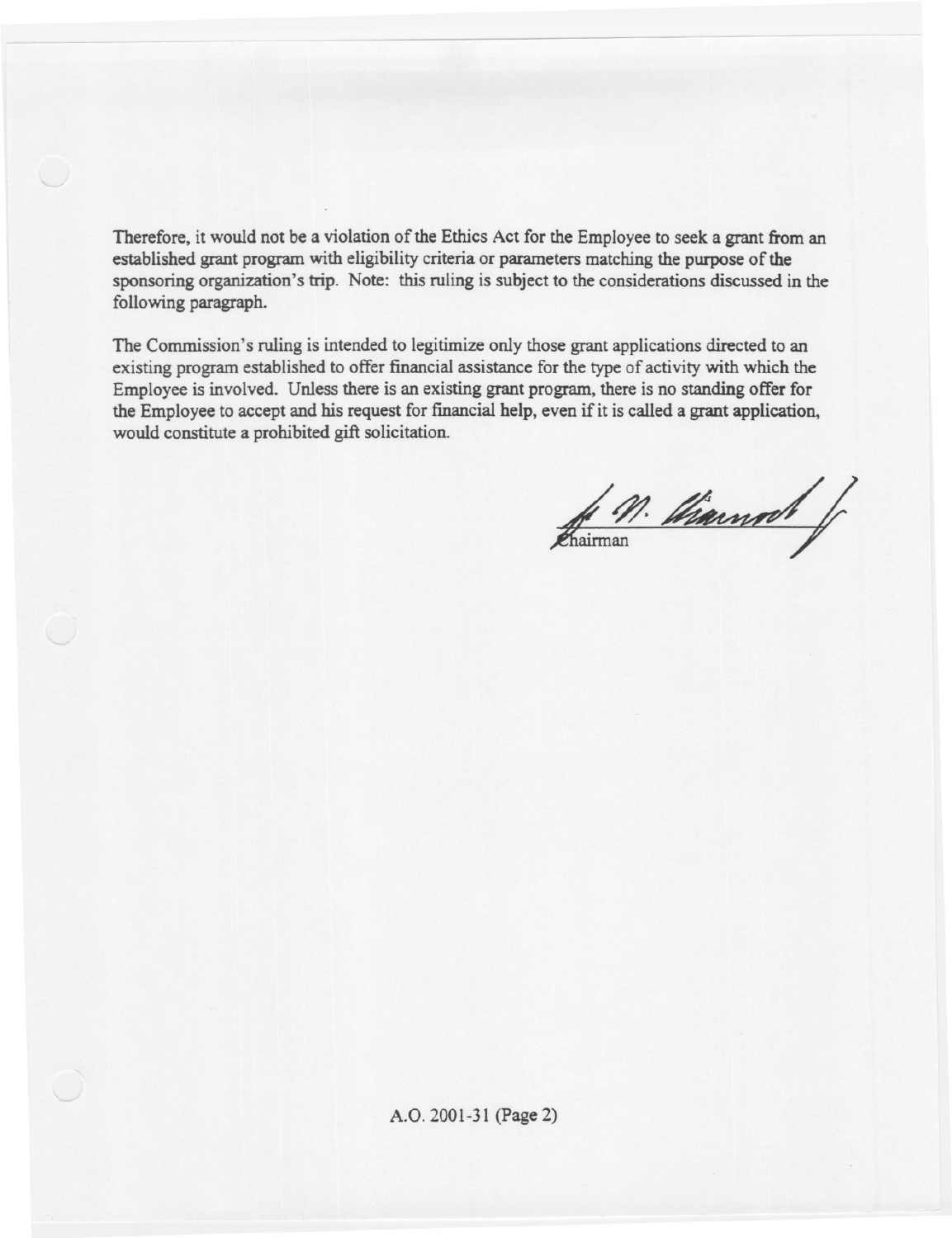Therefore, it would not be a violation of the Ethics Act for the Employee to seek a grant from an established grant program with eligibility criteria or parameters matching the purpose of the sponsoring organization's trip. Note: this ruling is subject to the considerations discussed in the following paragraph.

The Commission's ruling is intended to legitimize only those grant applications directed to an existing program established to offer financial assistance for the type of activity with which the Employee is involved. Unless there is an existing grant program, there is no standing offer for the Employee to accept and his request for financial help, even if it is called a grant application, would constitute a prohibited gift solicitation.

Chairman

A.O. 2001-31 (Page 2)